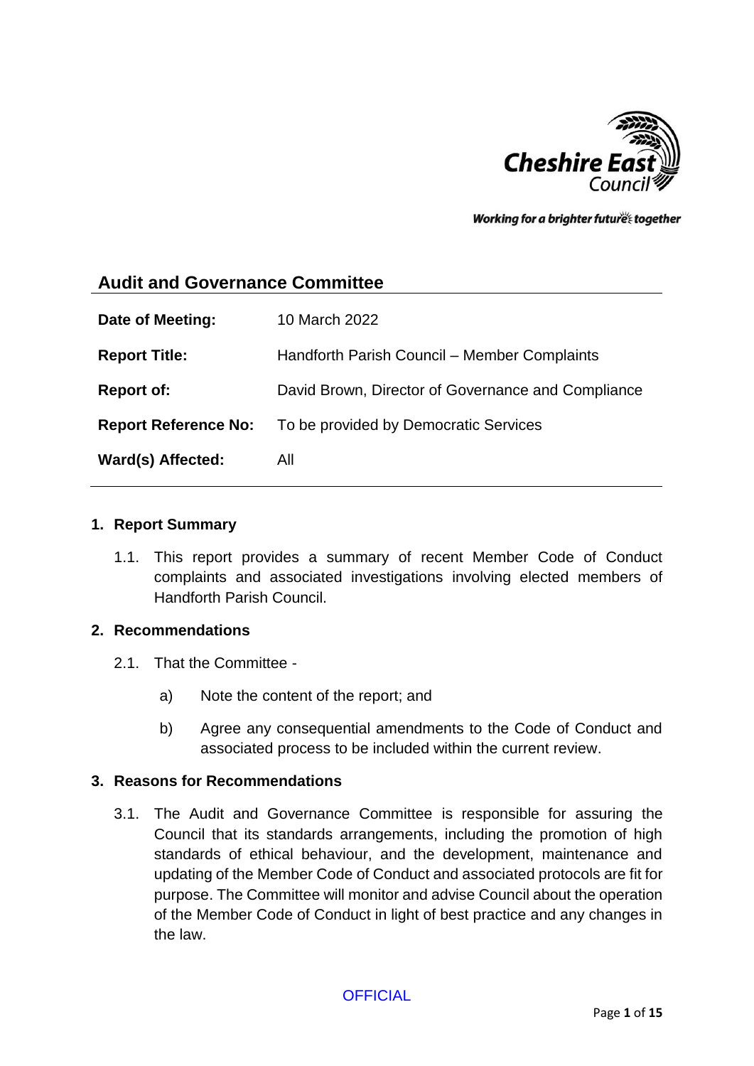## Audit and Governance Committee

| | |
|---|---|
| **Date of Meeting:** | 10 March 2022 |
| **Report Title:** | Handforth Parish Council – Member Complaints |
| **Report of:** | David Brown, Director of Governance and Compliance |
| **Report Reference No:** | To be provided by Democratic Services |
| **Ward(s) Affected:** | All |

### 1. Report Summary

1.1. This report provides a summary of recent Member Code of Conduct complaints and associated investigations involving elected members of Handforth Parish Council.

### 2. Recommendations

2.1. That the Committee -

a) Note the content of the report; and

b) Agree any consequential amendments to the Code of Conduct and associated process to be included within the current review.

### 3. Reasons for Recommendations

3.1. The Audit and Governance Committee is responsible for assuring the Council that its standards arrangements, including the promotion of high standards of ethical behaviour, and the development, maintenance and updating of the Member Code of Conduct and associated protocols are fit for purpose. The Committee will monitor and advise Council about the operation of the Member Code of Conduct in light of best practice and any changes in the law.

OFFICIAL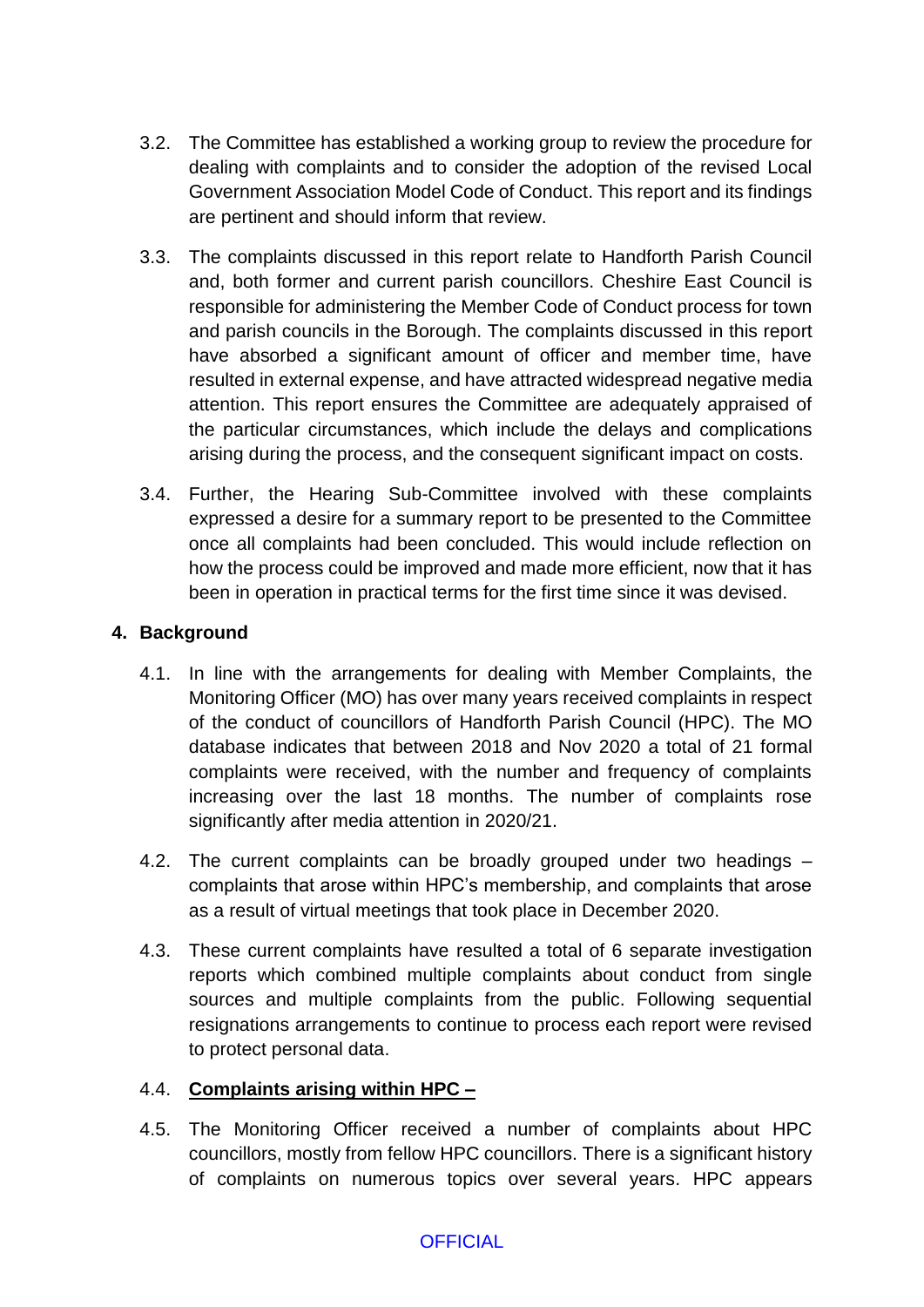3.2. The Committee has established a working group to review the procedure for dealing with complaints and to consider the adoption of the revised Local Government Association Model Code of Conduct. This report and its findings are pertinent and should inform that review.

3.3. The complaints discussed in this report relate to Handforth Parish Council and, both former and current parish councillors. Cheshire East Council is responsible for administering the Member Code of Conduct process for town and parish councils in the Borough. The complaints discussed in this report have absorbed a significant amount of officer and member time, have resulted in external expense, and have attracted widespread negative media attention. This report ensures the Committee are adequately appraised of the particular circumstances, which include the delays and complications arising during the process, and the consequent significant impact on costs.

3.4. Further, the Hearing Sub-Committee involved with these complaints expressed a desire for a summary report to be presented to the Committee once all complaints had been concluded. This would include reflection on how the process could be improved and made more efficient, now that it has been in operation in practical terms for the first time since it was devised.

## 4. Background

4.1. In line with the arrangements for dealing with Member Complaints, the Monitoring Officer (MO) has over many years received complaints in respect of the conduct of councillors of Handforth Parish Council (HPC). The MO database indicates that between 2018 and Nov 2020 a total of 21 formal complaints were received, with the number and frequency of complaints increasing over the last 18 months. The number of complaints rose significantly after media attention in 2020/21.

4.2. The current complaints can be broadly grouped under two headings – complaints that arose within HPC's membership, and complaints that arose as a result of virtual meetings that took place in December 2020.

4.3. These current complaints have resulted a total of 6 separate investigation reports which combined multiple complaints about conduct from single sources and multiple complaints from the public. Following sequential resignations arrangements to continue to process each report were revised to protect personal data.

4.4. <u>**Complaints arising within HPC –**</u>

4.5. The Monitoring Officer received a number of complaints about HPC councillors, mostly from fellow HPC councillors. There is a significant history of complaints on numerous topics over several years. HPC appears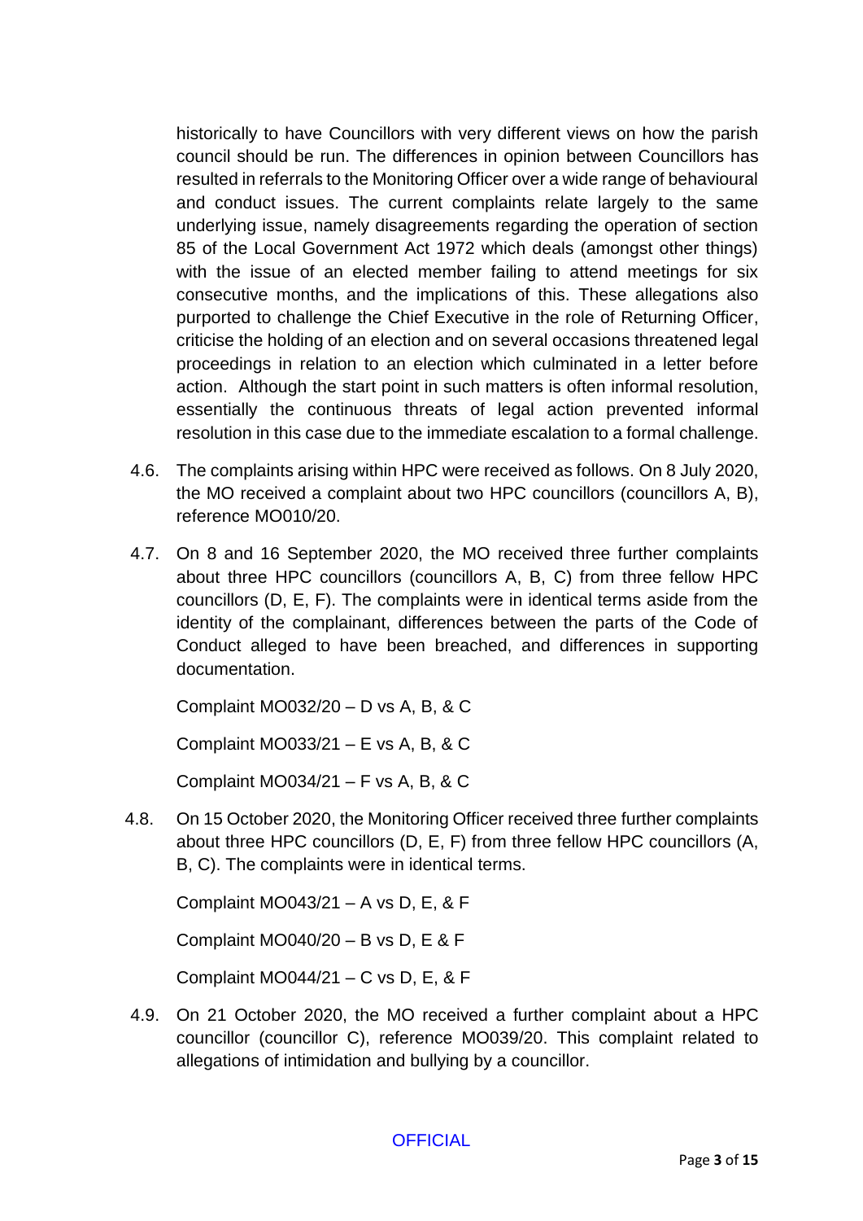historically to have Councillors with very different views on how the parish council should be run. The differences in opinion between Councillors has resulted in referrals to the Monitoring Officer over a wide range of behavioural and conduct issues. The current complaints relate largely to the same underlying issue, namely disagreements regarding the operation of section 85 of the Local Government Act 1972 which deals (amongst other things) with the issue of an elected member failing to attend meetings for six consecutive months, and the implications of this. These allegations also purported to challenge the Chief Executive in the role of Returning Officer, criticise the holding of an election and on several occasions threatened legal proceedings in relation to an election which culminated in a letter before action. Although the start point in such matters is often informal resolution, essentially the continuous threats of legal action prevented informal resolution in this case due to the immediate escalation to a formal challenge.

4.6. The complaints arising within HPC were received as follows. On 8 July 2020, the MO received a complaint about two HPC councillors (councillors A, B), reference MO010/20.

4.7. On 8 and 16 September 2020, the MO received three further complaints about three HPC councillors (councillors A, B, C) from three fellow HPC councillors (D, E, F). The complaints were in identical terms aside from the identity of the complainant, differences between the parts of the Code of Conduct alleged to have been breached, and differences in supporting documentation.

Complaint MO032/20 – D vs A, B, & C

Complaint MO033/21 – E vs A, B, & C

Complaint MO034/21 – F vs A, B, & C

4.8. On 15 October 2020, the Monitoring Officer received three further complaints about three HPC councillors (D, E, F) from three fellow HPC councillors (A, B, C). The complaints were in identical terms.

Complaint MO043/21 – A vs D, E, & F

Complaint MO040/20 – B vs D, E & F

Complaint MO044/21 – C vs D, E, & F

4.9. On 21 October 2020, the MO received a further complaint about a HPC councillor (councillor C), reference MO039/20. This complaint related to allegations of intimidation and bullying by a councillor.

OFFICIAL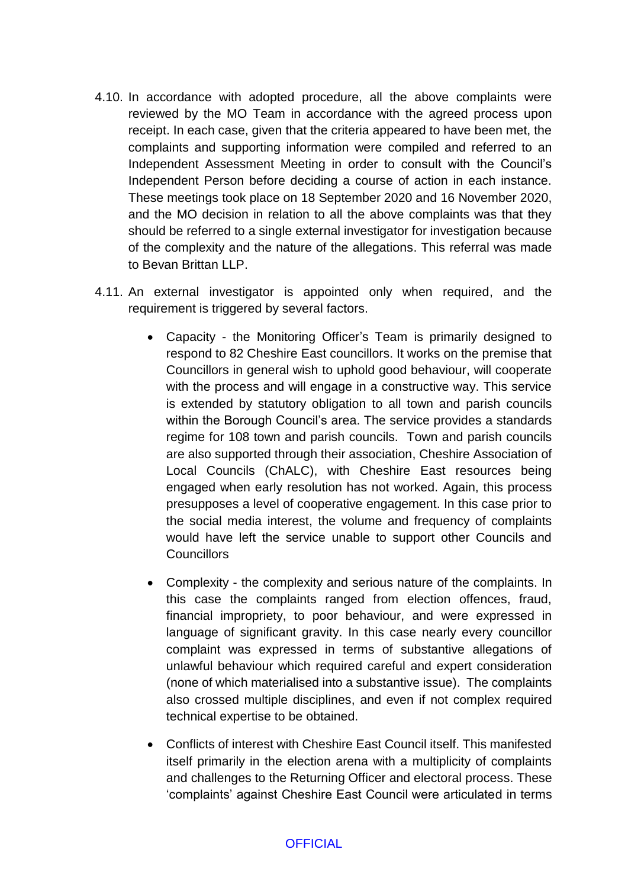4.10. In accordance with adopted procedure, all the above complaints were reviewed by the MO Team in accordance with the agreed process upon receipt. In each case, given that the criteria appeared to have been met, the complaints and supporting information were compiled and referred to an Independent Assessment Meeting in order to consult with the Council's Independent Person before deciding a course of action in each instance. These meetings took place on 18 September 2020 and 16 November 2020, and the MO decision in relation to all the above complaints was that they should be referred to a single external investigator for investigation because of the complexity and the nature of the allegations. This referral was made to Bevan Brittan LLP.

4.11. An external investigator is appointed only when required, and the requirement is triggered by several factors.

- Capacity - the Monitoring Officer's Team is primarily designed to respond to 82 Cheshire East councillors. It works on the premise that Councillors in general wish to uphold good behaviour, will cooperate with the process and will engage in a constructive way. This service is extended by statutory obligation to all town and parish councils within the Borough Council's area. The service provides a standards regime for 108 town and parish councils. Town and parish councils are also supported through their association, Cheshire Association of Local Councils (ChALC), with Cheshire East resources being engaged when early resolution has not worked. Again, this process presupposes a level of cooperative engagement. In this case prior to the social media interest, the volume and frequency of complaints would have left the service unable to support other Councils and Councillors

- Complexity - the complexity and serious nature of the complaints. In this case the complaints ranged from election offences, fraud, financial impropriety, to poor behaviour, and were expressed in language of significant gravity. In this case nearly every councillor complaint was expressed in terms of substantive allegations of unlawful behaviour which required careful and expert consideration (none of which materialised into a substantive issue). The complaints also crossed multiple disciplines, and even if not complex required technical expertise to be obtained.

- Conflicts of interest with Cheshire East Council itself. This manifested itself primarily in the election arena with a multiplicity of complaints and challenges to the Returning Officer and electoral process. These 'complaints' against Cheshire East Council were articulated in terms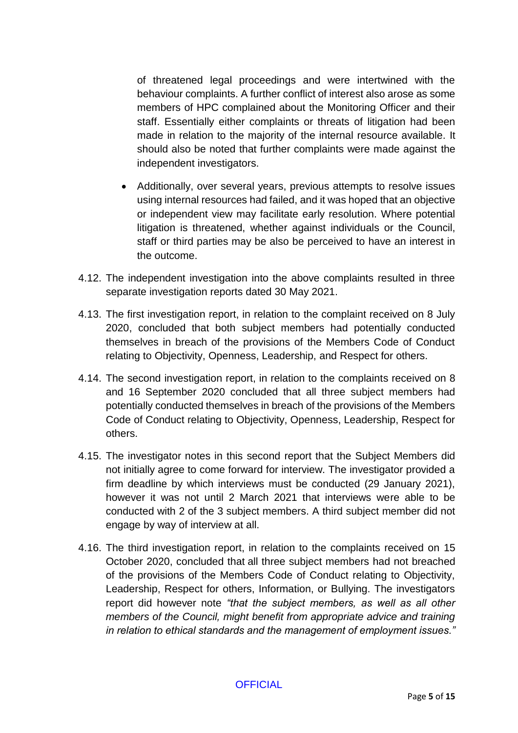of threatened legal proceedings and were intertwined with the behaviour complaints. A further conflict of interest also arose as some members of HPC complained about the Monitoring Officer and their staff. Essentially either complaints or threats of litigation had been made in relation to the majority of the internal resource available. It should also be noted that further complaints were made against the independent investigators.

- Additionally, over several years, previous attempts to resolve issues using internal resources had failed, and it was hoped that an objective or independent view may facilitate early resolution. Where potential litigation is threatened, whether against individuals or the Council, staff or third parties may be also be perceived to have an interest in the outcome.

4.12. The independent investigation into the above complaints resulted in three separate investigation reports dated 30 May 2021.

4.13. The first investigation report, in relation to the complaint received on 8 July 2020, concluded that both subject members had potentially conducted themselves in breach of the provisions of the Members Code of Conduct relating to Objectivity, Openness, Leadership, and Respect for others.

4.14. The second investigation report, in relation to the complaints received on 8 and 16 September 2020 concluded that all three subject members had potentially conducted themselves in breach of the provisions of the Members Code of Conduct relating to Objectivity, Openness, Leadership, Respect for others.

4.15. The investigator notes in this second report that the Subject Members did not initially agree to come forward for interview. The investigator provided a firm deadline by which interviews must be conducted (29 January 2021), however it was not until 2 March 2021 that interviews were able to be conducted with 2 of the 3 subject members. A third subject member did not engage by way of interview at all.

4.16. The third investigation report, in relation to the complaints received on 15 October 2020, concluded that all three subject members had not breached of the provisions of the Members Code of Conduct relating to Objectivity, Leadership, Respect for others, Information, or Bullying. The investigators report did however note *"that the subject members, as well as all other members of the Council, might benefit from appropriate advice and training in relation to ethical standards and the management of employment issues."*

OFFICIAL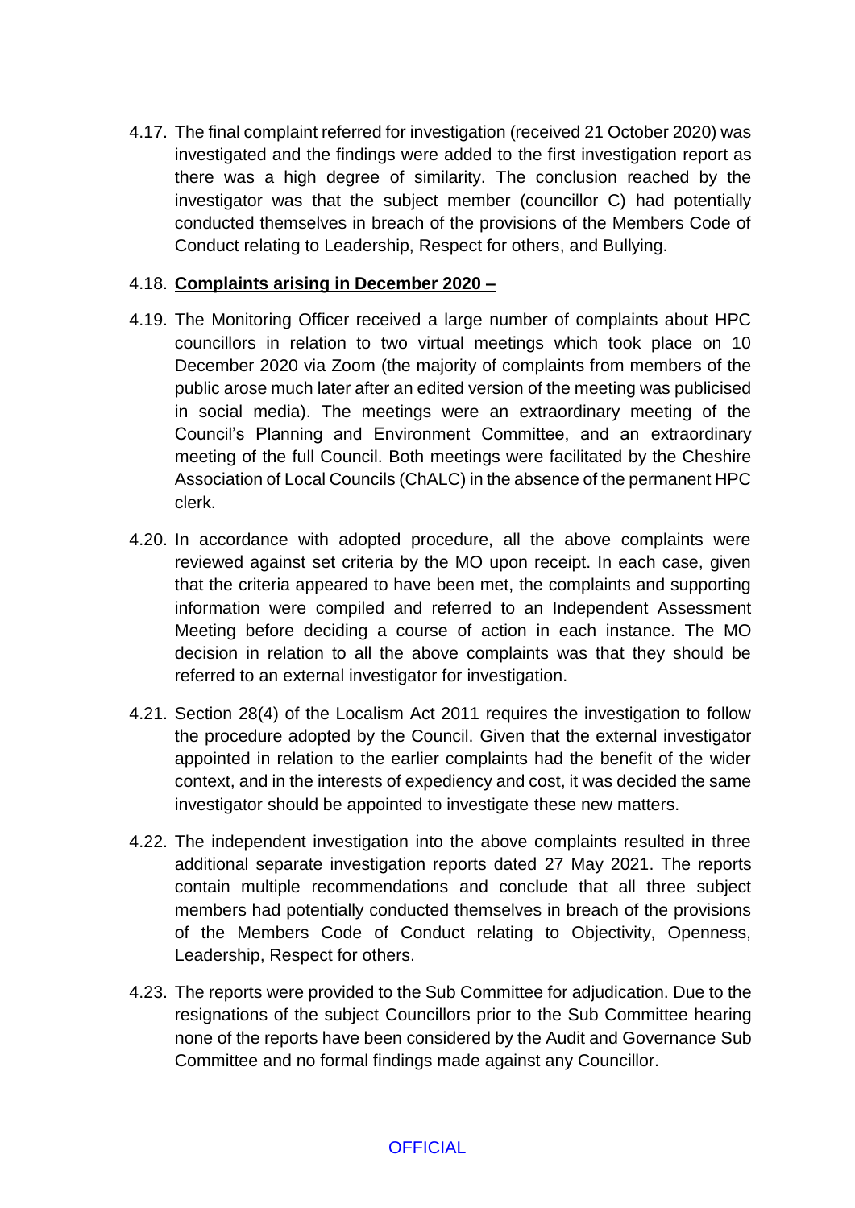4.17. The final complaint referred for investigation (received 21 October 2020) was investigated and the findings were added to the first investigation report as there was a high degree of similarity. The conclusion reached by the investigator was that the subject member (councillor C) had potentially conducted themselves in breach of the provisions of the Members Code of Conduct relating to Leadership, Respect for others, and Bullying.

4.18. **Complaints arising in December 2020 –**

4.19. The Monitoring Officer received a large number of complaints about HPC councillors in relation to two virtual meetings which took place on 10 December 2020 via Zoom (the majority of complaints from members of the public arose much later after an edited version of the meeting was publicised in social media). The meetings were an extraordinary meeting of the Council's Planning and Environment Committee, and an extraordinary meeting of the full Council. Both meetings were facilitated by the Cheshire Association of Local Councils (ChALC) in the absence of the permanent HPC clerk.

4.20. In accordance with adopted procedure, all the above complaints were reviewed against set criteria by the MO upon receipt. In each case, given that the criteria appeared to have been met, the complaints and supporting information were compiled and referred to an Independent Assessment Meeting before deciding a course of action in each instance. The MO decision in relation to all the above complaints was that they should be referred to an external investigator for investigation.

4.21. Section 28(4) of the Localism Act 2011 requires the investigation to follow the procedure adopted by the Council. Given that the external investigator appointed in relation to the earlier complaints had the benefit of the wider context, and in the interests of expediency and cost, it was decided the same investigator should be appointed to investigate these new matters.

4.22. The independent investigation into the above complaints resulted in three additional separate investigation reports dated 27 May 2021. The reports contain multiple recommendations and conclude that all three subject members had potentially conducted themselves in breach of the provisions of the Members Code of Conduct relating to Objectivity, Openness, Leadership, Respect for others.

4.23. The reports were provided to the Sub Committee for adjudication. Due to the resignations of the subject Councillors prior to the Sub Committee hearing none of the reports have been considered by the Audit and Governance Sub Committee and no formal findings made against any Councillor.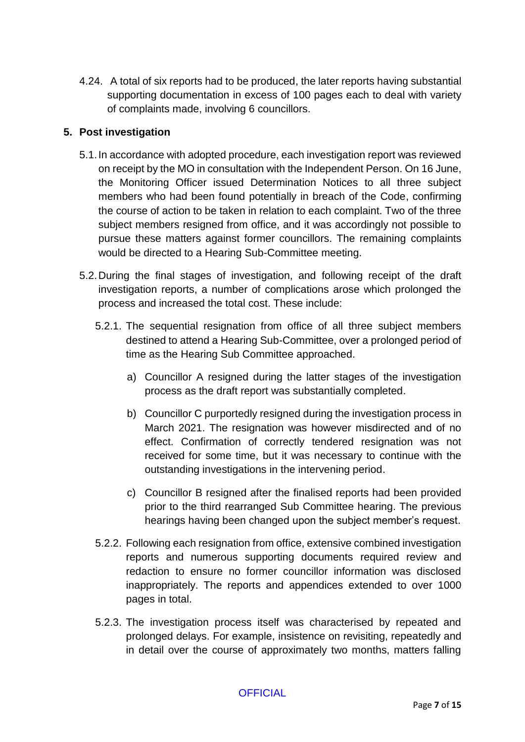4.24. A total of six reports had to be produced, the later reports having substantial supporting documentation in excess of 100 pages each to deal with variety of complaints made, involving 6 councillors.

## 5. Post investigation

5.1. In accordance with adopted procedure, each investigation report was reviewed on receipt by the MO in consultation with the Independent Person. On 16 June, the Monitoring Officer issued Determination Notices to all three subject members who had been found potentially in breach of the Code, confirming the course of action to be taken in relation to each complaint. Two of the three subject members resigned from office, and it was accordingly not possible to pursue these matters against former councillors. The remaining complaints would be directed to a Hearing Sub-Committee meeting.

5.2. During the final stages of investigation, and following receipt of the draft investigation reports, a number of complications arose which prolonged the process and increased the total cost. These include:

5.2.1. The sequential resignation from office of all three subject members destined to attend a Hearing Sub-Committee, over a prolonged period of time as the Hearing Sub Committee approached.

a) Councillor A resigned during the latter stages of the investigation process as the draft report was substantially completed.

b) Councillor C purportedly resigned during the investigation process in March 2021. The resignation was however misdirected and of no effect. Confirmation of correctly tendered resignation was not received for some time, but it was necessary to continue with the outstanding investigations in the intervening period.

c) Councillor B resigned after the finalised reports had been provided prior to the third rearranged Sub Committee hearing. The previous hearings having been changed upon the subject member's request.

5.2.2. Following each resignation from office, extensive combined investigation reports and numerous supporting documents required review and redaction to ensure no former councillor information was disclosed inappropriately. The reports and appendices extended to over 1000 pages in total.

5.2.3. The investigation process itself was characterised by repeated and prolonged delays. For example, insistence on revisiting, repeatedly and in detail over the course of approximately two months, matters falling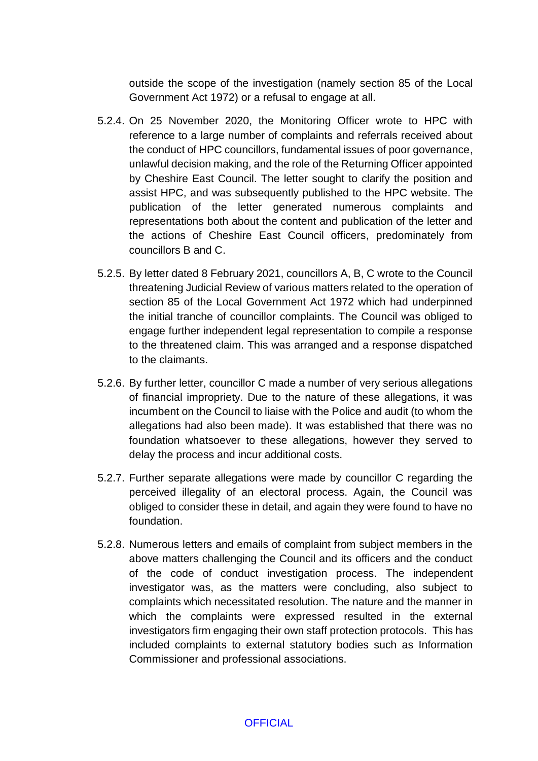outside the scope of the investigation (namely section 85 of the Local Government Act 1972) or a refusal to engage at all.

5.2.4. On 25 November 2020, the Monitoring Officer wrote to HPC with reference to a large number of complaints and referrals received about the conduct of HPC councillors, fundamental issues of poor governance, unlawful decision making, and the role of the Returning Officer appointed by Cheshire East Council. The letter sought to clarify the position and assist HPC, and was subsequently published to the HPC website. The publication of the letter generated numerous complaints and representations both about the content and publication of the letter and the actions of Cheshire East Council officers, predominately from councillors B and C.

5.2.5. By letter dated 8 February 2021, councillors A, B, C wrote to the Council threatening Judicial Review of various matters related to the operation of section 85 of the Local Government Act 1972 which had underpinned the initial tranche of councillor complaints. The Council was obliged to engage further independent legal representation to compile a response to the threatened claim. This was arranged and a response dispatched to the claimants.

5.2.6. By further letter, councillor C made a number of very serious allegations of financial impropriety. Due to the nature of these allegations, it was incumbent on the Council to liaise with the Police and audit (to whom the allegations had also been made). It was established that there was no foundation whatsoever to these allegations, however they served to delay the process and incur additional costs.

5.2.7. Further separate allegations were made by councillor C regarding the perceived illegality of an electoral process. Again, the Council was obliged to consider these in detail, and again they were found to have no foundation.

5.2.8. Numerous letters and emails of complaint from subject members in the above matters challenging the Council and its officers and the conduct of the code of conduct investigation process. The independent investigator was, as the matters were concluding, also subject to complaints which necessitated resolution. The nature and the manner in which the complaints were expressed resulted in the external investigators firm engaging their own staff protection protocols. This has included complaints to external statutory bodies such as Information Commissioner and professional associations.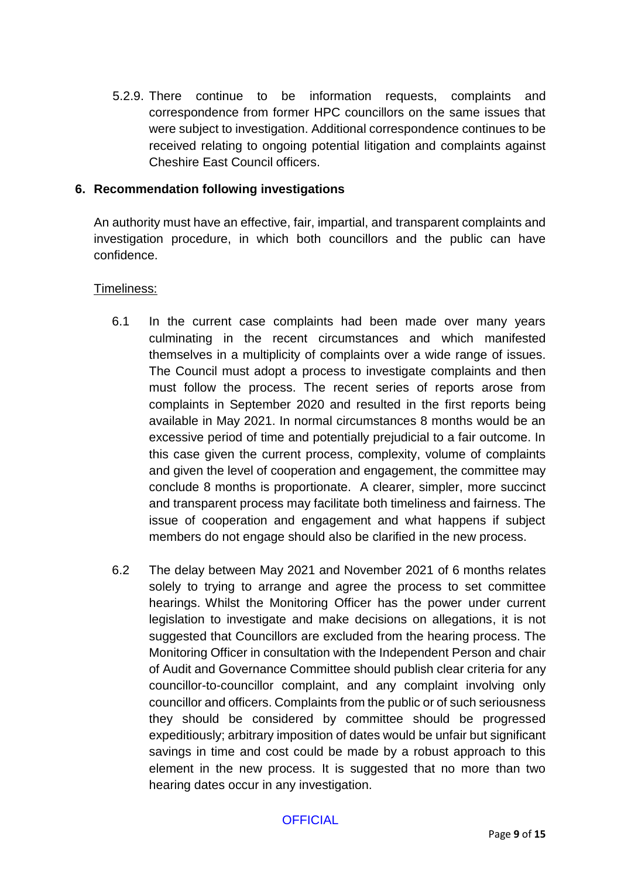5.2.9. There continue to be information requests, complaints and correspondence from former HPC councillors on the same issues that were subject to investigation. Additional correspondence continues to be received relating to ongoing potential litigation and complaints against Cheshire East Council officers.

## 6. Recommendation following investigations

An authority must have an effective, fair, impartial, and transparent complaints and investigation procedure, in which both councillors and the public can have confidence.

Timeliness:

6.1 In the current case complaints had been made over many years culminating in the recent circumstances and which manifested themselves in a multiplicity of complaints over a wide range of issues. The Council must adopt a process to investigate complaints and then must follow the process. The recent series of reports arose from complaints in September 2020 and resulted in the first reports being available in May 2021. In normal circumstances 8 months would be an excessive period of time and potentially prejudicial to a fair outcome. In this case given the current process, complexity, volume of complaints and given the level of cooperation and engagement, the committee may conclude 8 months is proportionate. A clearer, simpler, more succinct and transparent process may facilitate both timeliness and fairness. The issue of cooperation and engagement and what happens if subject members do not engage should also be clarified in the new process.

6.2 The delay between May 2021 and November 2021 of 6 months relates solely to trying to arrange and agree the process to set committee hearings. Whilst the Monitoring Officer has the power under current legislation to investigate and make decisions on allegations, it is not suggested that Councillors are excluded from the hearing process. The Monitoring Officer in consultation with the Independent Person and chair of Audit and Governance Committee should publish clear criteria for any councillor-to-councillor complaint, and any complaint involving only councillor and officers. Complaints from the public or of such seriousness they should be considered by committee should be progressed expeditiously; arbitrary imposition of dates would be unfair but significant savings in time and cost could be made by a robust approach to this element in the new process. It is suggested that no more than two hearing dates occur in any investigation.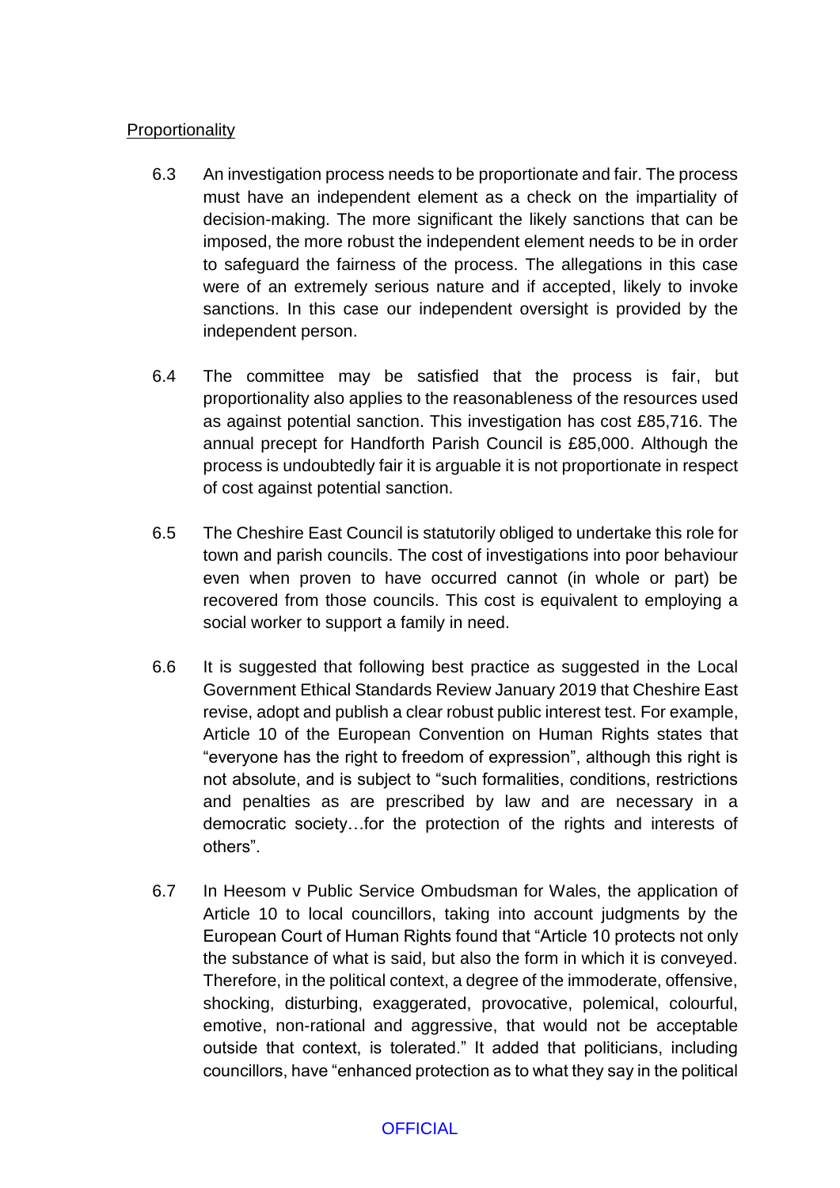Proportionality

6.3 An investigation process needs to be proportionate and fair. The process must have an independent element as a check on the impartiality of decision-making. The more significant the likely sanctions that can be imposed, the more robust the independent element needs to be in order to safeguard the fairness of the process. The allegations in this case were of an extremely serious nature and if accepted, likely to invoke sanctions. In this case our independent oversight is provided by the independent person.

6.4 The committee may be satisfied that the process is fair, but proportionality also applies to the reasonableness of the resources used as against potential sanction. This investigation has cost £85,716. The annual precept for Handforth Parish Council is £85,000. Although the process is undoubtedly fair it is arguable it is not proportionate in respect of cost against potential sanction.

6.5 The Cheshire East Council is statutorily obliged to undertake this role for town and parish councils. The cost of investigations into poor behaviour even when proven to have occurred cannot (in whole or part) be recovered from those councils. This cost is equivalent to employing a social worker to support a family in need.

6.6 It is suggested that following best practice as suggested in the Local Government Ethical Standards Review January 2019 that Cheshire East revise, adopt and publish a clear robust public interest test. For example, Article 10 of the European Convention on Human Rights states that "everyone has the right to freedom of expression", although this right is not absolute, and is subject to "such formalities, conditions, restrictions and penalties as are prescribed by law and are necessary in a democratic society…for the protection of the rights and interests of others".

6.7 In Heesom v Public Service Ombudsman for Wales, the application of Article 10 to local councillors, taking into account judgments by the European Court of Human Rights found that "Article 10 protects not only the substance of what is said, but also the form in which it is conveyed. Therefore, in the political context, a degree of the immoderate, offensive, shocking, disturbing, exaggerated, provocative, polemical, colourful, emotive, non-rational and aggressive, that would not be acceptable outside that context, is tolerated." It added that politicians, including councillors, have "enhanced protection as to what they say in the political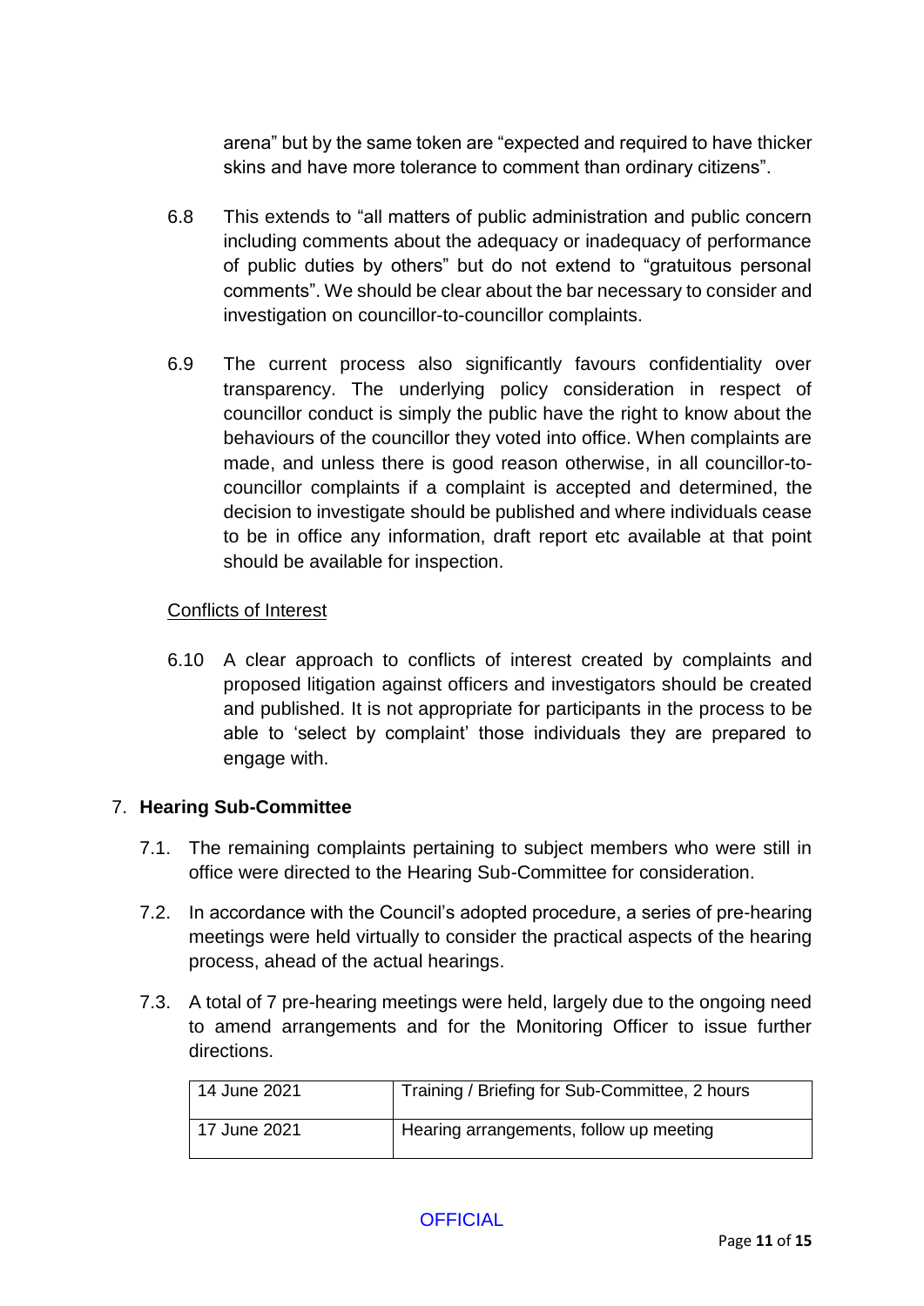arena" but by the same token are "expected and required to have thicker skins and have more tolerance to comment than ordinary citizens".

6.8 This extends to "all matters of public administration and public concern including comments about the adequacy or inadequacy of performance of public duties by others" but do not extend to "gratuitous personal comments". We should be clear about the bar necessary to consider and investigation on councillor-to-councillor complaints.

6.9 The current process also significantly favours confidentiality over transparency. The underlying policy consideration in respect of councillor conduct is simply the public have the right to know about the behaviours of the councillor they voted into office. When complaints are made, and unless there is good reason otherwise, in all councillor-to-councillor complaints if a complaint is accepted and determined, the decision to investigate should be published and where individuals cease to be in office any information, draft report etc available at that point should be available for inspection.

Conflicts of Interest

6.10 A clear approach to conflicts of interest created by complaints and proposed litigation against officers and investigators should be created and published. It is not appropriate for participants in the process to be able to 'select by complaint' those individuals they are prepared to engage with.

## 7. **Hearing Sub-Committee**

7.1. The remaining complaints pertaining to subject members who were still in office were directed to the Hearing Sub-Committee for consideration.

7.2. In accordance with the Council's adopted procedure, a series of pre-hearing meetings were held virtually to consider the practical aspects of the hearing process, ahead of the actual hearings.

7.3. A total of 7 pre-hearing meetings were held, largely due to the ongoing need to amend arrangements and for the Monitoring Officer to issue further directions.

| | |
|---|---|
| 14 June 2021 | Training / Briefing for Sub-Committee, 2 hours |
| 17 June 2021 | Hearing arrangements, follow up meeting |

OFFICIAL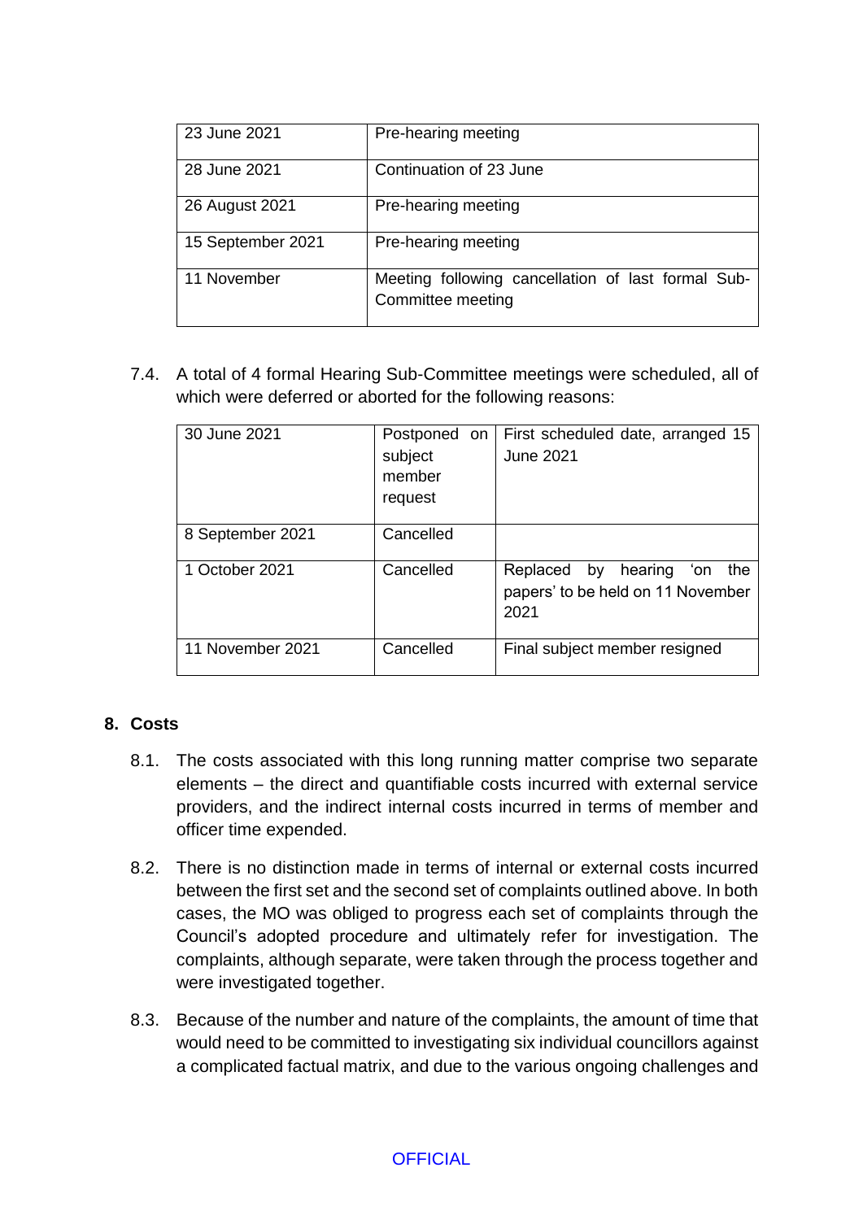| 23 June 2021 | Pre-hearing meeting |
|---|---|
| 28 June 2021 | Continuation of 23 June |
| 26 August 2021 | Pre-hearing meeting |
| 15 September 2021 | Pre-hearing meeting |
| 11 November | Meeting following cancellation of last formal Sub-Committee meeting |

7.4. A total of 4 formal Hearing Sub-Committee meetings were scheduled, all of which were deferred or aborted for the following reasons:

| 30 June 2021 | Postponed on subject member request | First scheduled date, arranged 15 June 2021 |
|---|---|---|
| 8 September 2021 | Cancelled | |
| 1 October 2021 | Cancelled | Replaced by hearing 'on the papers' to be held on 11 November 2021 |
| 11 November 2021 | Cancelled | Final subject member resigned |

## 8. Costs

8.1. The costs associated with this long running matter comprise two separate elements – the direct and quantifiable costs incurred with external service providers, and the indirect internal costs incurred in terms of member and officer time expended.

8.2. There is no distinction made in terms of internal or external costs incurred between the first set and the second set of complaints outlined above. In both cases, the MO was obliged to progress each set of complaints through the Council's adopted procedure and ultimately refer for investigation. The complaints, although separate, were taken through the process together and were investigated together.

8.3. Because of the number and nature of the complaints, the amount of time that would need to be committed to investigating six individual councillors against a complicated factual matrix, and due to the various ongoing challenges and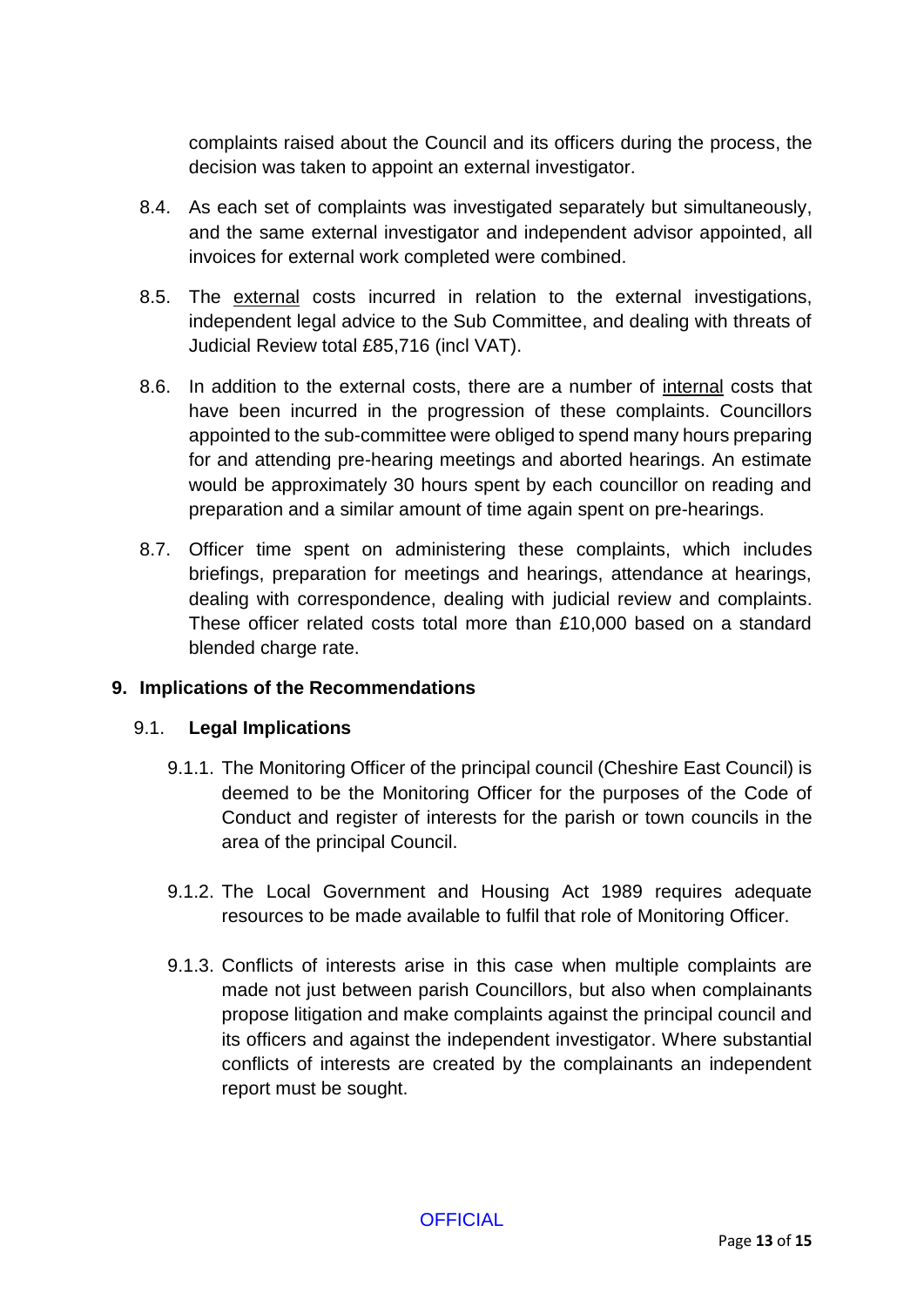complaints raised about the Council and its officers during the process, the decision was taken to appoint an external investigator.

8.4. As each set of complaints was investigated separately but simultaneously, and the same external investigator and independent advisor appointed, all invoices for external work completed were combined.

8.5. The <u>external</u> costs incurred in relation to the external investigations, independent legal advice to the Sub Committee, and dealing with threats of Judicial Review total £85,716 (incl VAT).

8.6. In addition to the external costs, there are a number of <u>internal</u> costs that have been incurred in the progression of these complaints. Councillors appointed to the sub-committee were obliged to spend many hours preparing for and attending pre-hearing meetings and aborted hearings. An estimate would be approximately 30 hours spent by each councillor on reading and preparation and a similar amount of time again spent on pre-hearings.

8.7. Officer time spent on administering these complaints, which includes briefings, preparation for meetings and hearings, attendance at hearings, dealing with correspondence, dealing with judicial review and complaints. These officer related costs total more than £10,000 based on a standard blended charge rate.

## 9. Implications of the Recommendations

### 9.1. Legal Implications

9.1.1. The Monitoring Officer of the principal council (Cheshire East Council) is deemed to be the Monitoring Officer for the purposes of the Code of Conduct and register of interests for the parish or town councils in the area of the principal Council.

9.1.2. The Local Government and Housing Act 1989 requires adequate resources to be made available to fulfil that role of Monitoring Officer.

9.1.3. Conflicts of interests arise in this case when multiple complaints are made not just between parish Councillors, but also when complainants propose litigation and make complaints against the principal council and its officers and against the independent investigator. Where substantial conflicts of interests are created by the complainants an independent report must be sought.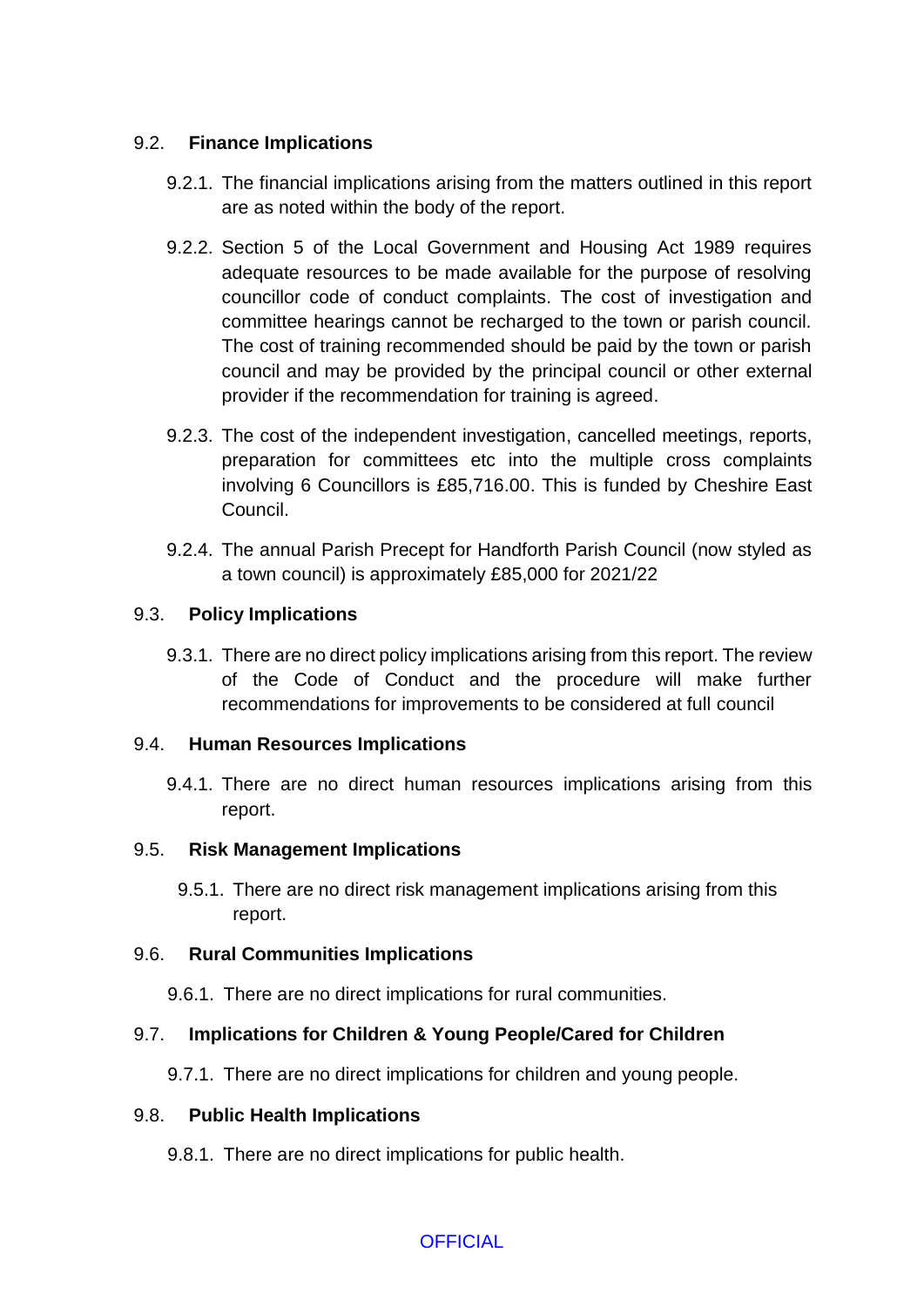### 9.2. Finance Implications

9.2.1. The financial implications arising from the matters outlined in this report are as noted within the body of the report.

9.2.2. Section 5 of the Local Government and Housing Act 1989 requires adequate resources to be made available for the purpose of resolving councillor code of conduct complaints. The cost of investigation and committee hearings cannot be recharged to the town or parish council. The cost of training recommended should be paid by the town or parish council and may be provided by the principal council or other external provider if the recommendation for training is agreed.

9.2.3. The cost of the independent investigation, cancelled meetings, reports, preparation for committees etc into the multiple cross complaints involving 6 Councillors is £85,716.00. This is funded by Cheshire East Council.

9.2.4. The annual Parish Precept for Handforth Parish Council (now styled as a town council) is approximately £85,000 for 2021/22

### 9.3. Policy Implications

9.3.1. There are no direct policy implications arising from this report. The review of the Code of Conduct and the procedure will make further recommendations for improvements to be considered at full council

### 9.4. Human Resources Implications

9.4.1. There are no direct human resources implications arising from this report.

### 9.5. Risk Management Implications

9.5.1. There are no direct risk management implications arising from this report.

### 9.6. Rural Communities Implications

9.6.1. There are no direct implications for rural communities.

### 9.7. Implications for Children & Young People/Cared for Children

9.7.1. There are no direct implications for children and young people.

### 9.8. Public Health Implications

9.8.1. There are no direct implications for public health.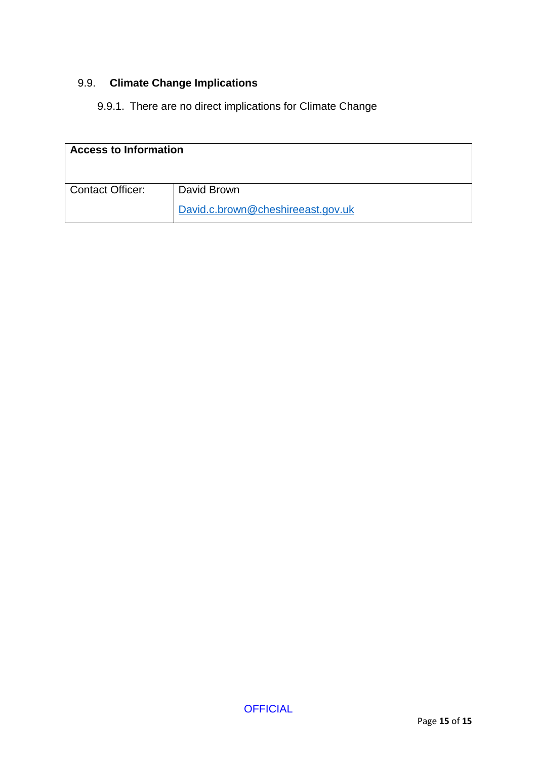### 9.9. **Climate Change Implications**

9.9.1. There are no direct implications for Climate Change

| **Access to Information** | |
|---|---|
| Contact Officer: | David Brown<br>David.c.brown@cheshireeast.gov.uk |

OFFICIAL